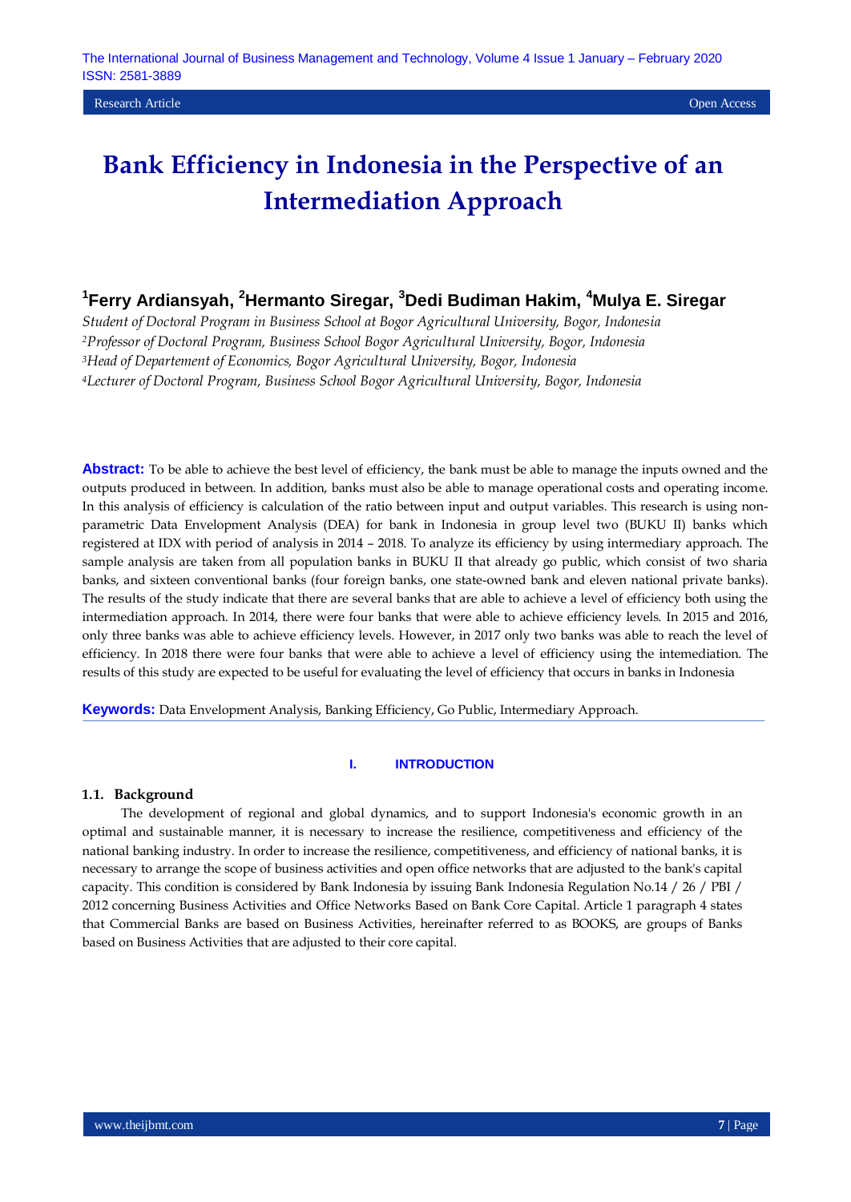# Bank Efficiency in Indonesia in the Perspective of an Intermediation Approach

**[1]Ferry Ardiansyah, [2]Hermanto Siregar, [3]Dedi Budiman Hakim, [4]Mulya E. Siregar**

*Student of Doctoral Program in Business School at Bogor Agricultural University, Bogor, Indonesia*
*[2]Professor of Doctoral Program, Business School Bogor Agricultural University, Bogor, Indonesia*
*[3]Head of Departement of Economics, Bogor Agricultural University, Bogor, Indonesia*
*[4]Lecturer of Doctoral Program, Business School Bogor Agricultural University, Bogor, Indonesia*

**Abstract:** To be able to achieve the best level of efficiency, the bank must be able to manage the inputs owned and the outputs produced in between. In addition, banks must also be able to manage operational costs and operating income. In this analysis of efficiency is calculation of the ratio between input and output variables. This research is using non-parametric Data Envelopment Analysis (DEA) for bank in Indonesia in group level two (BUKU II) banks which registered at IDX with period of analysis in 2014 – 2018. To analyze its efficiency by using intermediary approach. The sample analysis are taken from all population banks in BUKU II that already go public, which consist of two sharia banks, and sixteen conventional banks (four foreign banks, one state-owned bank and eleven national private banks). The results of the study indicate that there are several banks that are able to achieve a level of efficiency both using the intermediation approach. In 2014, there were four banks that were able to achieve efficiency levels. In 2015 and 2016, only three banks was able to achieve efficiency levels. However, in 2017 only two banks was able to reach the level of efficiency. In 2018 there were four banks that were able to achieve a level of efficiency using the intemediation. The results of this study are expected to be useful for evaluating the level of efficiency that occurs in banks in Indonesia

**Keywords:** Data Envelopment Analysis, Banking Efficiency, Go Public, Intermediary Approach.

## I. INTRODUCTION

### 1.1. Background

The development of regional and global dynamics, and to support Indonesia's economic growth in an optimal and sustainable manner, it is necessary to increase the resilience, competitiveness and efficiency of the national banking industry. In order to increase the resilience, competitiveness, and efficiency of national banks, it is necessary to arrange the scope of business activities and open office networks that are adjusted to the bank's capital capacity. This condition is considered by Bank Indonesia by issuing Bank Indonesia Regulation No.14 / 26 / PBI / 2012 concerning Business Activities and Office Networks Based on Bank Core Capital. Article 1 paragraph 4 states that Commercial Banks are based on Business Activities, hereinafter referred to as BOOKS, are groups of Banks based on Business Activities that are adjusted to their core capital.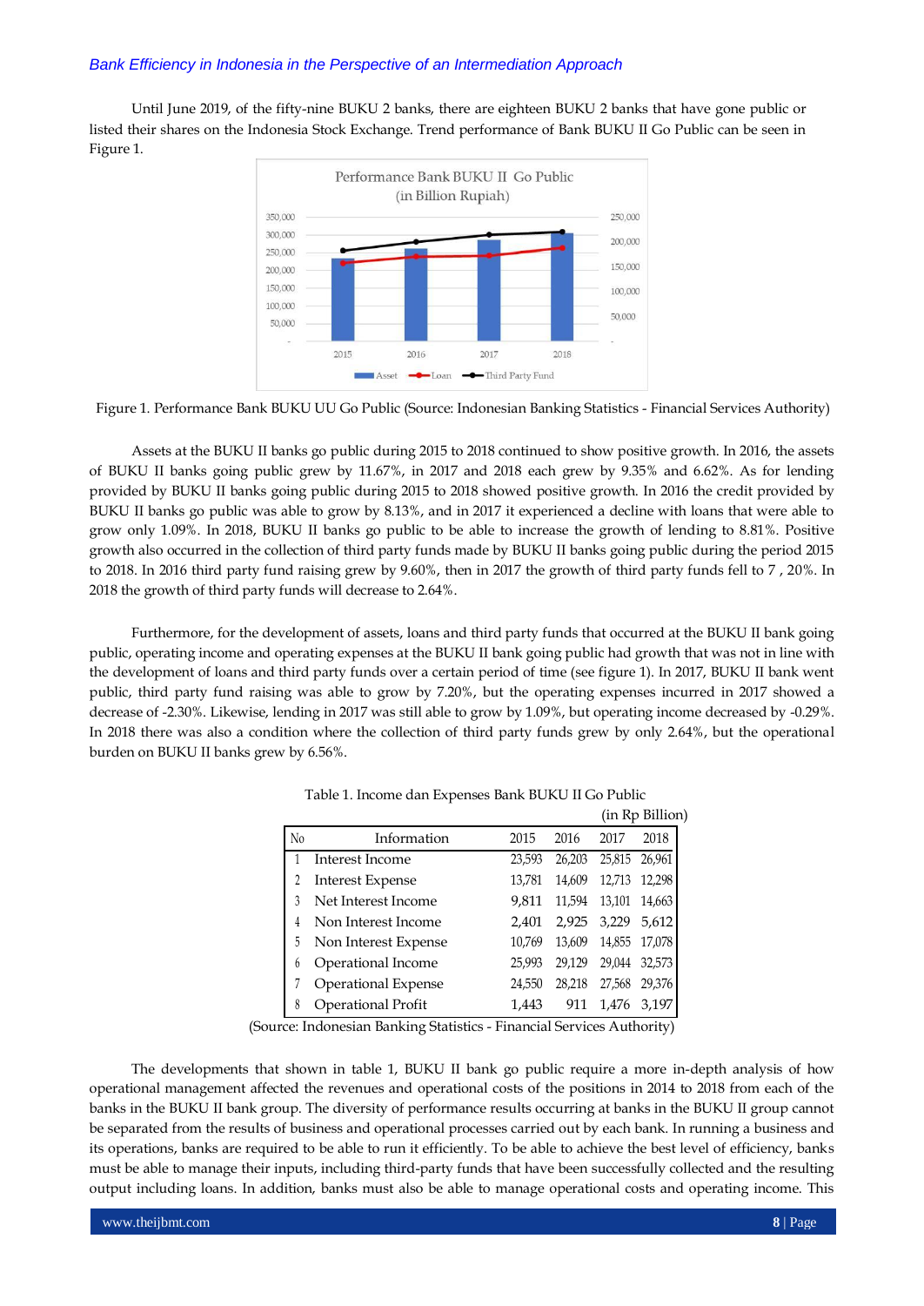Until June 2019, of the fifty-nine BUKU 2 banks, there are eighteen BUKU 2 banks that have gone public or listed their shares on the Indonesia Stock Exchange. Trend performance of Bank BUKU II Go Public can be seen in Figure 1.

Figure 1. Performance Bank BUKU UU Go Public (Source: Indonesian Banking Statistics - Financial Services Authority)

Assets at the BUKU II banks go public during 2015 to 2018 continued to show positive growth. In 2016, the assets of BUKU II banks going public grew by 11.67%, in 2017 and 2018 each grew by 9.35% and 6.62%. As for lending provided by BUKU II banks going public during 2015 to 2018 showed positive growth. In 2016 the credit provided by BUKU II banks go public was able to grow by 8.13%, and in 2017 it experienced a decline with loans that were able to grow only 1.09%. In 2018, BUKU II banks go public to be able to increase the growth of lending to 8.81%. Positive growth also occurred in the collection of third party funds made by BUKU II banks going public during the period 2015 to 2018. In 2016 third party fund raising grew by 9.60%, then in 2017 the growth of third party funds fell to 7 , 20%. In 2018 the growth of third party funds will decrease to 2.64%.

Furthermore, for the development of assets, loans and third party funds that occurred at the BUKU II bank going public, operating income and operating expenses at the BUKU II bank going public had growth that was not in line with the development of loans and third party funds over a certain period of time (see figure 1). In 2017, BUKU II bank went public, third party fund raising was able to grow by 7.20%, but the operating expenses incurred in 2017 showed a decrease of -2.30%. Likewise, lending in 2017 was still able to grow by 1.09%, but operating income decreased by -0.29%. In 2018 there was also a condition where the collection of third party funds grew by only 2.64%, but the operational burden on BUKU II banks grew by 6.56%.

Table 1. Income dan Expenses Bank BUKU II Go Public

(in Rp Billion)

| No | Information | 2015 | 2016 | 2017 | 2018 |
|---|---|---|---|---|---|
| 1 | Interest Income | 23,593 | 26,203 | 25,815 | 26,961 |
| 2 | Interest Expense | 13,781 | 14,609 | 12,713 | 12,298 |
| 3 | Net Interest Income | 9,811 | 11,594 | 13,101 | 14,663 |
| 4 | Non Interest Income | 2,401 | 2,925 | 3,229 | 5,612 |
| 5 | Non Interest Expense | 10,769 | 13,609 | 14,855 | 17,078 |
| 6 | Operational Income | 25,993 | 29,129 | 29,044 | 32,573 |
| 7 | Operational Expense | 24,550 | 28,218 | 27,568 | 29,376 |
| 8 | Operational Profit | 1,443 | 911 | 1,476 | 3,197 |

(Source: Indonesian Banking Statistics - Financial Services Authority)

The developments that shown in table 1, BUKU II bank go public require a more in-depth analysis of how operational management affected the revenues and operational costs of the positions in 2014 to 2018 from each of the banks in the BUKU II bank group. The diversity of performance results occurring at banks in the BUKU II group cannot be separated from the results of business and operational processes carried out by each bank. In running a business and its operations, banks are required to be able to run it efficiently. To be able to achieve the best level of efficiency, banks must be able to manage their inputs, including third-party funds that have been successfully collected and the resulting output including loans. In addition, banks must also be able to manage operational costs and operating income. This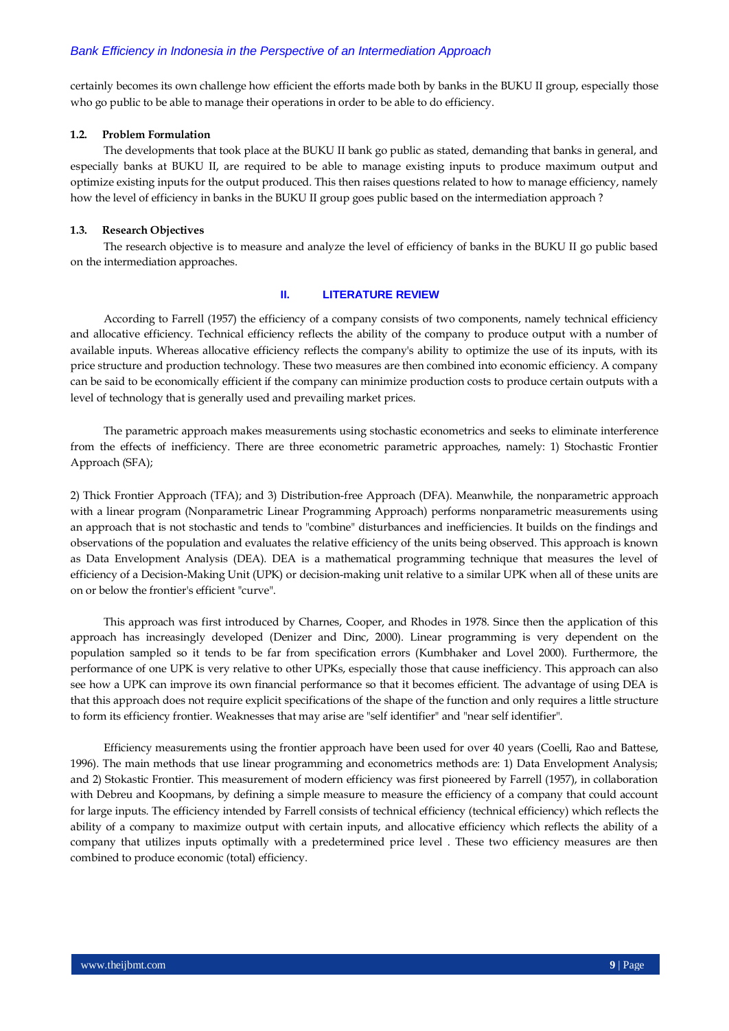certainly becomes its own challenge how efficient the efforts made both by banks in the BUKU II group, especially those who go public to be able to manage their operations in order to be able to do efficiency.

### 1.2. Problem Formulation

The developments that took place at the BUKU II bank go public as stated, demanding that banks in general, and especially banks at BUKU II, are required to be able to manage existing inputs to produce maximum output and optimize existing inputs for the output produced. This then raises questions related to how to manage efficiency, namely how the level of efficiency in banks in the BUKU II group goes public based on the intermediation approach ?

### 1.3. Research Objectives

The research objective is to measure and analyze the level of efficiency of banks in the BUKU II go public based on the intermediation approaches.

## II. LITERATURE REVIEW

According to Farrell (1957) the efficiency of a company consists of two components, namely technical efficiency and allocative efficiency. Technical efficiency reflects the ability of the company to produce output with a number of available inputs. Whereas allocative efficiency reflects the company's ability to optimize the use of its inputs, with its price structure and production technology. These two measures are then combined into economic efficiency. A company can be said to be economically efficient if the company can minimize production costs to produce certain outputs with a level of technology that is generally used and prevailing market prices.

The parametric approach makes measurements using stochastic econometrics and seeks to eliminate interference from the effects of inefficiency. There are three econometric parametric approaches, namely: 1) Stochastic Frontier Approach (SFA);

2) Thick Frontier Approach (TFA); and 3) Distribution-free Approach (DFA). Meanwhile, the nonparametric approach with a linear program (Nonparametric Linear Programming Approach) performs nonparametric measurements using an approach that is not stochastic and tends to "combine" disturbances and inefficiencies. It builds on the findings and observations of the population and evaluates the relative efficiency of the units being observed. This approach is known as Data Envelopment Analysis (DEA). DEA is a mathematical programming technique that measures the level of efficiency of a Decision-Making Unit (UPK) or decision-making unit relative to a similar UPK when all of these units are on or below the frontier's efficient "curve".

This approach was first introduced by Charnes, Cooper, and Rhodes in 1978. Since then the application of this approach has increasingly developed (Denizer and Dinc, 2000). Linear programming is very dependent on the population sampled so it tends to be far from specification errors (Kumbhaker and Lovel 2000). Furthermore, the performance of one UPK is very relative to other UPKs, especially those that cause inefficiency. This approach can also see how a UPK can improve its own financial performance so that it becomes efficient. The advantage of using DEA is that this approach does not require explicit specifications of the shape of the function and only requires a little structure to form its efficiency frontier. Weaknesses that may arise are "self identifier" and "near self identifier".

Efficiency measurements using the frontier approach have been used for over 40 years (Coelli, Rao and Battese, 1996). The main methods that use linear programming and econometrics methods are: 1) Data Envelopment Analysis; and 2) Stokastic Frontier. This measurement of modern efficiency was first pioneered by Farrell (1957), in collaboration with Debreu and Koopmans, by defining a simple measure to measure the efficiency of a company that could account for large inputs. The efficiency intended by Farrell consists of technical efficiency (technical efficiency) which reflects the ability of a company to maximize output with certain inputs, and allocative efficiency which reflects the ability of a company that utilizes inputs optimally with a predetermined price level . These two efficiency measures are then combined to produce economic (total) efficiency.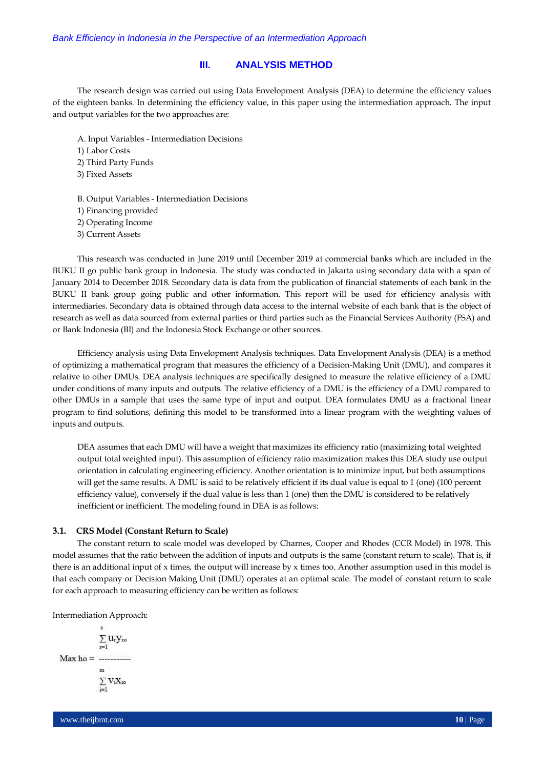## III. ANALYSIS METHOD

The research design was carried out using Data Envelopment Analysis (DEA) to determine the efficiency values of the eighteen banks. In determining the efficiency value, in this paper using the intermediation approach. The input and output variables for the two approaches are:

A. Input Variables - Intermediation Decisions
1) Labor Costs
2) Third Party Funds
3) Fixed Assets

B. Output Variables - Intermediation Decisions
1) Financing provided
2) Operating Income
3) Current Assets

This research was conducted in June 2019 until December 2019 at commercial banks which are included in the BUKU II go public bank group in Indonesia. The study was conducted in Jakarta using secondary data with a span of January 2014 to December 2018. Secondary data is data from the publication of financial statements of each bank in the BUKU II bank group going public and other information. This report will be used for efficiency analysis with intermediaries. Secondary data is obtained through data access to the internal website of each bank that is the object of research as well as data sourced from external parties or third parties such as the Financial Services Authority (FSA) and or Bank Indonesia (BI) and the Indonesia Stock Exchange or other sources.

Efficiency analysis using Data Envelopment Analysis techniques. Data Envelopment Analysis (DEA) is a method of optimizing a mathematical program that measures the efficiency of a Decision-Making Unit (DMU), and compares it relative to other DMUs. DEA analysis techniques are specifically designed to measure the relative efficiency of a DMU under conditions of many inputs and outputs. The relative efficiency of a DMU is the efficiency of a DMU compared to other DMUs in a sample that uses the same type of input and output. DEA formulates DMU as a fractional linear program to find solutions, defining this model to be transformed into a linear program with the weighting values of inputs and outputs.

DEA assumes that each DMU will have a weight that maximizes its efficiency ratio (maximizing total weighted output total weighted input). This assumption of efficiency ratio maximization makes this DEA study use output orientation in calculating engineering efficiency. Another orientation is to minimize input, but both assumptions will get the same results. A DMU is said to be relatively efficient if its dual value is equal to 1 (one) (100 percent efficiency value), conversely if the dual value is less than 1 (one) then the DMU is considered to be relatively inefficient or inefficient. The modeling found in DEA is as follows:

### 3.1. CRS Model (Constant Return to Scale)

The constant return to scale model was developed by Charnes, Cooper and Rhodes (CCR Model) in 1978. This model assumes that the ratio between the addition of inputs and outputs is the same (constant return to scale). That is, if there is an additional input of x times, the output will increase by x times too. Another assumption used in this model is that each company or Decision Making Unit (DMU) operates at an optimal scale. The model of constant return to scale for each approach to measuring efficiency can be written as follows:

Intermediation Approach:

$$\text{Max } h_o = \frac{\sum_{r=1}^{s} u_r y_{ro}}{\sum_{i=1}^{m} v_i x_{io}}$$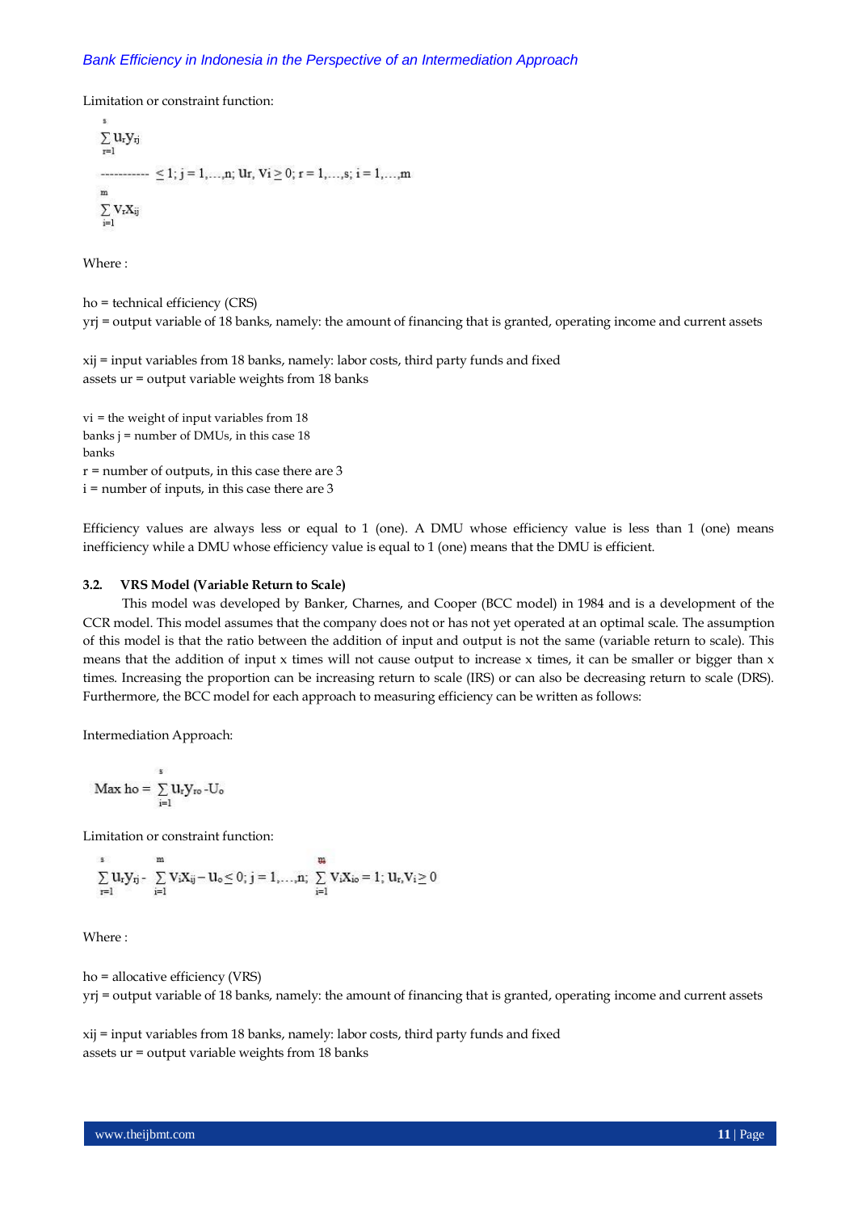Limitation or constraint function:

$$\frac{\sum_{r=1}^{s} u_r y_{rj}}{\sum_{i=1}^{m} v_i x_{ij}} \leq 1;\ j = 1,\ldots,n;\ u_r, v_i \geq 0;\ r = 1,\ldots,s;\ i = 1,\ldots,m$$

Where :

ho = technical efficiency (CRS)
yrj = output variable of 18 banks, namely: the amount of financing that is granted, operating income and current assets

xij = input variables from 18 banks, namely: labor costs, third party funds and fixed assets ur = output variable weights from 18 banks

vi = the weight of input variables from 18 banks j = number of DMUs, in this case 18 banks
r = number of outputs, in this case there are 3
i = number of inputs, in this case there are 3

Efficiency values are always less or equal to 1 (one). A DMU whose efficiency value is less than 1 (one) means inefficiency while a DMU whose efficiency value is equal to 1 (one) means that the DMU is efficient.

### 3.2. VRS Model (Variable Return to Scale)

This model was developed by Banker, Charnes, and Cooper (BCC model) in 1984 and is a development of the CCR model. This model assumes that the company does not or has not yet operated at an optimal scale. The assumption of this model is that the ratio between the addition of input and output is not the same (variable return to scale). This means that the addition of input x times will not cause output to increase x times, it can be smaller or bigger than x times. Increasing the proportion can be increasing return to scale (IRS) or can also be decreasing return to scale (DRS). Furthermore, the BCC model for each approach to measuring efficiency can be written as follows:

Intermediation Approach:

$$\text{Max ho} = \sum_{i=1}^{s} u_r y_{ro} - u_o$$

Limitation or constraint function:

$$\sum_{r=1}^{s} u_r y_{rj} - \sum_{i=1}^{m} v_i x_{ij} - u_o \leq 0;\ j = 1,\ldots,n;\ \sum_{i=1}^{m} v_i x_{io} = 1;\ u_r, v_i \geq 0$$

Where :

ho = allocative efficiency (VRS)
yrj = output variable of 18 banks, namely: the amount of financing that is granted, operating income and current assets

xij = input variables from 18 banks, namely: labor costs, third party funds and fixed assets ur = output variable weights from 18 banks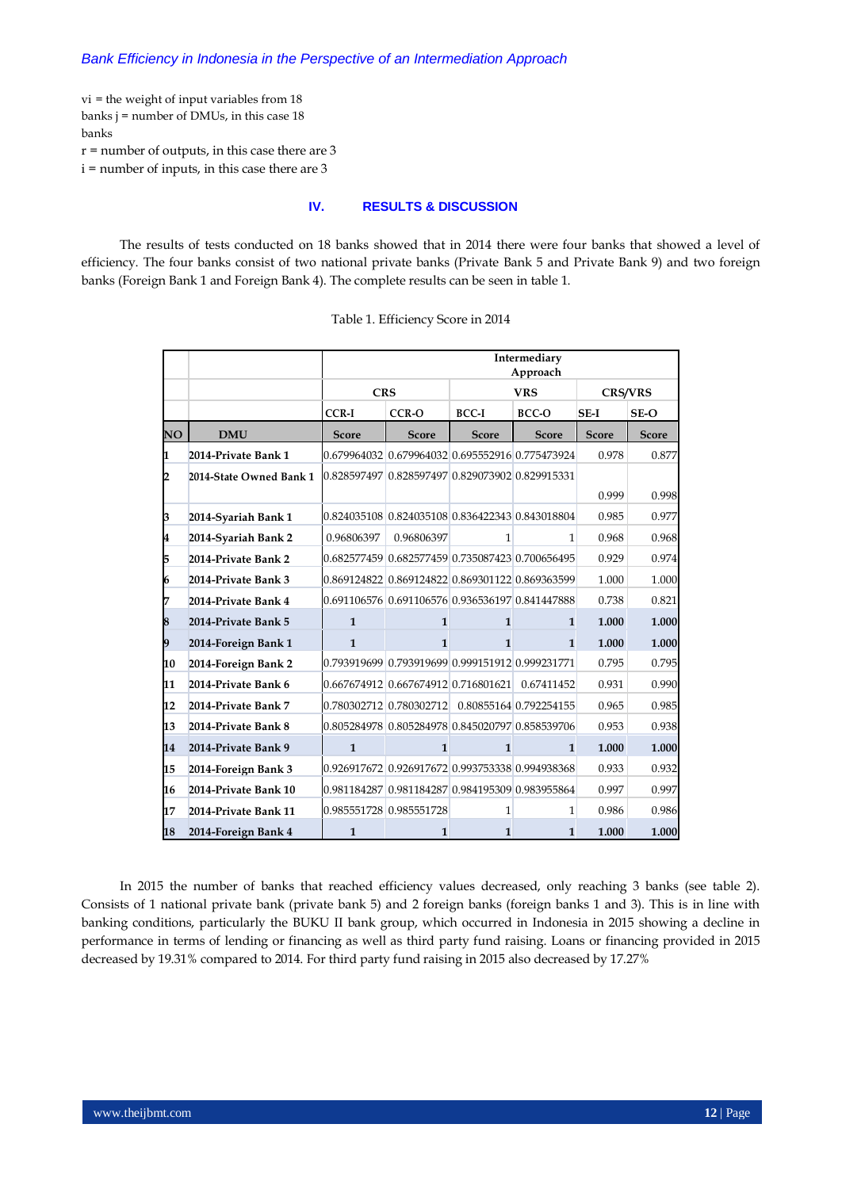vi = the weight of input variables from 18 banks j = number of DMUs, in this case 18 banks

r = number of outputs, in this case there are 3

i = number of inputs, in this case there are 3

## IV. RESULTS & DISCUSSION

The results of tests conducted on 18 banks showed that in 2014 there were four banks that showed a level of efficiency. The four banks consist of two national private banks (Private Bank 5 and Private Bank 9) and two foreign banks (Foreign Bank 1 and Foreign Bank 4). The complete results can be seen in table 1.

Table 1. Efficiency Score in 2014

| | | Intermediary Approach | | | | | |
|---|---|---|---|---|---|---|---|
| | | CRS | | VRS | | CRS/VRS | |
| | | CCR-I | CCR-O | BCC-I | BCC-O | SE-I | SE-O |
| NO | DMU | Score | Score | Score | Score | Score | Score |
| 1 | 2014-Private Bank 1 | 0.679964032 | 0.679964032 | 0.695552916 | 0.775473924 | 0.978 | 0.877 |
| 2 | 2014-State Owned Bank 1 | 0.828597497 | 0.828597497 | 0.829073902 | 0.829915331 | 0.999 | 0.998 |
| 3 | 2014-Syariah Bank 1 | 0.824035108 | 0.824035108 | 0.836422343 | 0.843018804 | 0.985 | 0.977 |
| 4 | 2014-Syariah Bank 2 | 0.96806397 | 0.96806397 | 1 | 1 | 0.968 | 0.968 |
| 5 | 2014-Private Bank 2 | 0.682577459 | 0.682577459 | 0.735087423 | 0.700656495 | 0.929 | 0.974 |
| 6 | 2014-Private Bank 3 | 0.869124822 | 0.869124822 | 0.869301122 | 0.869363599 | 1.000 | 1.000 |
| 7 | 2014-Private Bank 4 | 0.691106576 | 0.691106576 | 0.936536197 | 0.841447888 | 0.738 | 0.821 |
| 8 | 2014-Private Bank 5 | 1 | 1 | 1 | 1 | 1.000 | 1.000 |
| 9 | 2014-Foreign Bank 1 | 1 | 1 | 1 | 1 | 1.000 | 1.000 |
| 10 | 2014-Foreign Bank 2 | 0.793919699 | 0.793919699 | 0.999151912 | 0.999231771 | 0.795 | 0.795 |
| 11 | 2014-Private Bank 6 | 0.667674912 | 0.667674912 | 0.716801621 | 0.67411452 | 0.931 | 0.990 |
| 12 | 2014-Private Bank 7 | 0.780302712 | 0.780302712 | 0.80855164 | 0.792254155 | 0.965 | 0.985 |
| 13 | 2014-Private Bank 8 | 0.805284978 | 0.805284978 | 0.845020797 | 0.858539706 | 0.953 | 0.938 |
| 14 | 2014-Private Bank 9 | 1 | 1 | 1 | 1 | 1.000 | 1.000 |
| 15 | 2014-Foreign Bank 3 | 0.926917672 | 0.926917672 | 0.993753338 | 0.994938368 | 0.933 | 0.932 |
| 16 | 2014-Private Bank 10 | 0.981184287 | 0.981184287 | 0.984195309 | 0.983955864 | 0.997 | 0.997 |
| 17 | 2014-Private Bank 11 | 0.985551728 | 0.985551728 | 1 | 1 | 0.986 | 0.986 |
| 18 | 2014-Foreign Bank 4 | 1 | 1 | 1 | 1 | 1.000 | 1.000 |

In 2015 the number of banks that reached efficiency values decreased, only reaching 3 banks (see table 2). Consists of 1 national private bank (private bank 5) and 2 foreign banks (foreign banks 1 and 3). This is in line with banking conditions, particularly the BUKU II bank group, which occurred in Indonesia in 2015 showing a decline in performance in terms of lending or financing as well as third party fund raising. Loans or financing provided in 2015 decreased by 19.31% compared to 2014. For third party fund raising in 2015 also decreased by 17.27%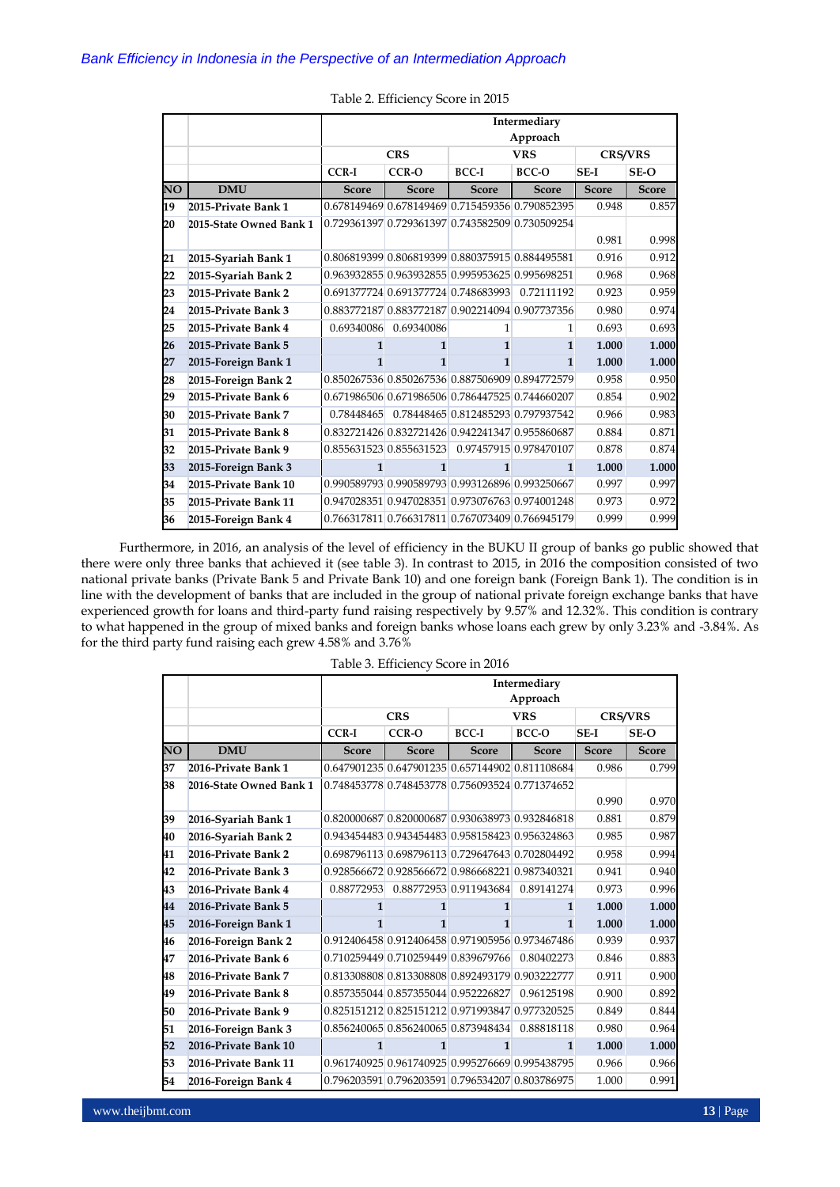Table 2. Efficiency Score in 2015

| | | Intermediary Approach | | | | | |
|---|---|---|---|---|---|---|---|
| | | CRS | | VRS | | CRS/VRS | |
| | | CCR-I | CCR-O | BCC-I | BCC-O | SE-I | SE-O |
| NO | DMU | Score | Score | Score | Score | Score | Score |
| 19 | 2015-Private Bank 1 | 0.678149469 | 0.678149469 | 0.715459356 | 0.790852395 | 0.948 | 0.857 |
| 20 | 2015-State Owned Bank 1 | 0.729361397 | 0.729361397 | 0.743582509 | 0.730509254 | 0.981 | 0.998 |
| 21 | 2015-Syariah Bank 1 | 0.806819399 | 0.806819399 | 0.880375915 | 0.884495581 | 0.916 | 0.912 |
| 22 | 2015-Syariah Bank 2 | 0.963932855 | 0.963932855 | 0.995953625 | 0.995698251 | 0.968 | 0.968 |
| 23 | 2015-Private Bank 2 | 0.691377724 | 0.691377724 | 0.748683993 | 0.72111192 | 0.923 | 0.959 |
| 24 | 2015-Private Bank 3 | 0.883772187 | 0.883772187 | 0.902214094 | 0.907737356 | 0.980 | 0.974 |
| 25 | 2015-Private Bank 4 | 0.69340086 | 0.69340086 | 1 | 1 | 0.693 | 0.693 |
| 26 | 2015-Private Bank 5 | 1 | 1 | 1 | 1 | 1.000 | 1.000 |
| 27 | 2015-Foreign Bank 1 | 1 | 1 | 1 | 1 | 1.000 | 1.000 |
| 28 | 2015-Foreign Bank 2 | 0.850267536 | 0.850267536 | 0.887506909 | 0.894772579 | 0.958 | 0.950 |
| 29 | 2015-Private Bank 6 | 0.671986506 | 0.671986506 | 0.786447525 | 0.744660207 | 0.854 | 0.902 |
| 30 | 2015-Private Bank 7 | 0.78448465 | 0.78448465 | 0.812485293 | 0.797937542 | 0.966 | 0.983 |
| 31 | 2015-Private Bank 8 | 0.832721426 | 0.832721426 | 0.942241347 | 0.955860687 | 0.884 | 0.871 |
| 32 | 2015-Private Bank 9 | 0.855631523 | 0.855631523 | 0.97457915 | 0.978470107 | 0.878 | 0.874 |
| 33 | 2015-Foreign Bank 3 | 1 | 1 | 1 | 1 | 1.000 | 1.000 |
| 34 | 2015-Private Bank 10 | 0.990589793 | 0.990589793 | 0.993126896 | 0.993250667 | 0.997 | 0.997 |
| 35 | 2015-Private Bank 11 | 0.947028351 | 0.947028351 | 0.973076763 | 0.974001248 | 0.973 | 0.972 |
| 36 | 2015-Foreign Bank 4 | 0.766317811 | 0.766317811 | 0.767073409 | 0.766945179 | 0.999 | 0.999 |

Furthermore, in 2016, an analysis of the level of efficiency in the BUKU II group of banks go public showed that there were only three banks that achieved it (see table 3). In contrast to 2015, in 2016 the composition consisted of two national private banks (Private Bank 5 and Private Bank 10) and one foreign bank (Foreign Bank 1). The condition is in line with the development of banks that are included in the group of national private foreign exchange banks that have experienced growth for loans and third-party fund raising respectively by 9.57% and 12.32%. This condition is contrary to what happened in the group of mixed banks and foreign banks whose loans each grew by only 3.23% and -3.84%. As for the third party fund raising each grew 4.58% and 3.76%

Table 3. Efficiency Score in 2016

| | | Intermediary Approach | | | | | |
|---|---|---|---|---|---|---|---|
| | | CRS | | VRS | | CRS/VRS | |
| | | CCR-I | CCR-O | BCC-I | BCC-O | SE-I | SE-O |
| NO | DMU | Score | Score | Score | Score | Score | Score |
| 37 | 2016-Private Bank 1 | 0.647901235 | 0.647901235 | 0.657144902 | 0.811108684 | 0.986 | 0.799 |
| 38 | 2016-State Owned Bank 1 | 0.748453778 | 0.748453778 | 0.756093524 | 0.771374652 | 0.990 | 0.970 |
| 39 | 2016-Syariah Bank 1 | 0.820000687 | 0.820000687 | 0.930638973 | 0.932846818 | 0.881 | 0.879 |
| 40 | 2016-Syariah Bank 2 | 0.943454483 | 0.943454483 | 0.958158423 | 0.956324863 | 0.985 | 0.987 |
| 41 | 2016-Private Bank 2 | 0.698796113 | 0.698796113 | 0.729647643 | 0.702804492 | 0.958 | 0.994 |
| 42 | 2016-Private Bank 3 | 0.928566672 | 0.928566672 | 0.986668221 | 0.987340321 | 0.941 | 0.940 |
| 43 | 2016-Private Bank 4 | 0.88772953 | 0.88772953 | 0.911943684 | 0.89141274 | 0.973 | 0.996 |
| 44 | 2016-Private Bank 5 | 1 | 1 | 1 | 1 | 1.000 | 1.000 |
| 45 | 2016-Foreign Bank 1 | 1 | 1 | 1 | 1 | 1.000 | 1.000 |
| 46 | 2016-Foreign Bank 2 | 0.912406458 | 0.912406458 | 0.971905956 | 0.973467486 | 0.939 | 0.937 |
| 47 | 2016-Private Bank 6 | 0.710259449 | 0.710259449 | 0.839679766 | 0.80402273 | 0.846 | 0.883 |
| 48 | 2016-Private Bank 7 | 0.813308808 | 0.813308808 | 0.892493179 | 0.903222777 | 0.911 | 0.900 |
| 49 | 2016-Private Bank 8 | 0.857355044 | 0.857355044 | 0.952226827 | 0.96125198 | 0.900 | 0.892 |
| 50 | 2016-Private Bank 9 | 0.825151212 | 0.825151212 | 0.971993847 | 0.977320525 | 0.849 | 0.844 |
| 51 | 2016-Foreign Bank 3 | 0.856240065 | 0.856240065 | 0.873948434 | 0.88818118 | 0.980 | 0.964 |
| 52 | 2016-Private Bank 10 | 1 | 1 | 1 | 1 | 1.000 | 1.000 |
| 53 | 2016-Private Bank 11 | 0.961740925 | 0.961740925 | 0.995276669 | 0.995438795 | 0.966 | 0.966 |
| 54 | 2016-Foreign Bank 4 | 0.796203591 | 0.796203591 | 0.796534207 | 0.803786975 | 1.000 | 0.991 |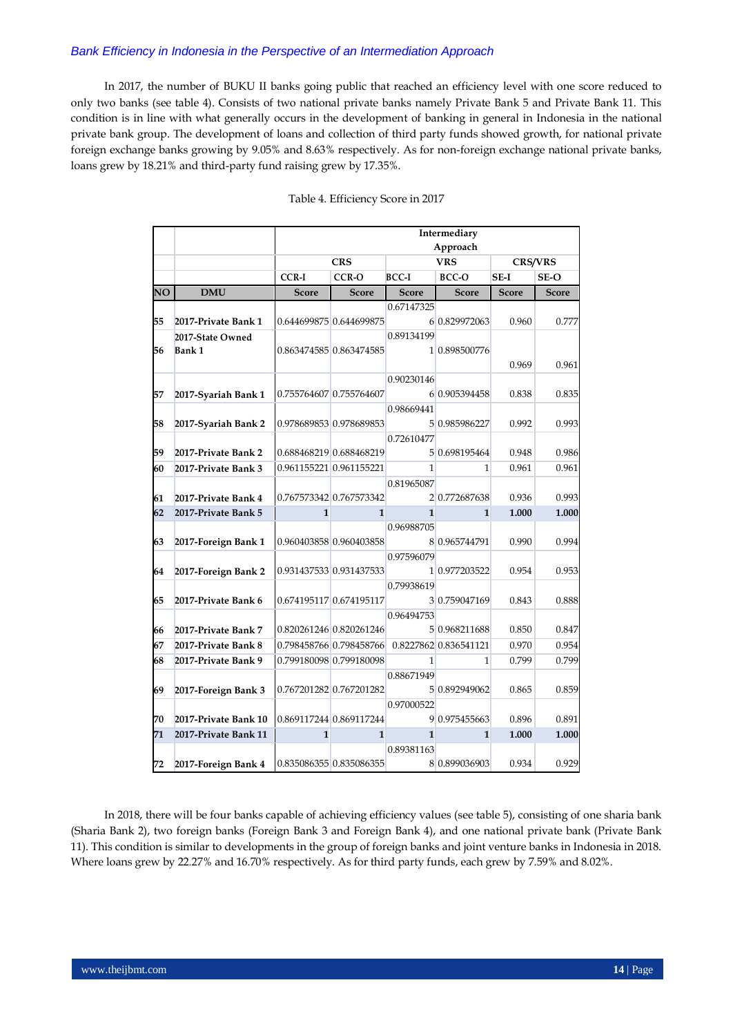In 2017, the number of BUKU II banks going public that reached an efficiency level with one score reduced to only two banks (see table 4). Consists of two national private banks namely Private Bank 5 and Private Bank 11. This condition is in line with what generally occurs in the development of banking in general in Indonesia in the national private bank group. The development of loans and collection of third party funds showed growth, for national private foreign exchange banks growing by 9.05% and 8.63% respectively. As for non-foreign exchange national private banks, loans grew by 18.21% and third-party fund raising grew by 17.35%.

Table 4. Efficiency Score in 2017

| | | Intermediary Approach | | | | | |
|---|---|---|---|---|---|---|---|
| | | CRS | | VRS | | CRS/VRS | |
| | | CCR-I | CCR-O | BCC-I | BCC-O | SE-I | SE-O |
| NO | DMU | Score | Score | Score | Score | Score | Score |
| 55 | 2017-Private Bank 1 | 0.644699875 | 0.644699875 | 0.671473256 | 0.829972063 | 0.960 | 0.777 |
| 56 | 2017-State Owned Bank 1 | 0.863474585 | 0.863474585 | 0.891341991 | 0.898500776 | 0.969 | 0.961 |
| 57 | 2017-Syariah Bank 1 | 0.755764607 | 0.755764607 | 0.902301466 | 0.905394458 | 0.838 | 0.835 |
| 58 | 2017-Syariah Bank 2 | 0.978689853 | 0.978689853 | 0.986694415 | 0.985986227 | 0.992 | 0.993 |
| 59 | 2017-Private Bank 2 | 0.688468219 | 0.688468219 | 0.726104775 | 0.698195464 | 0.948 | 0.986 |
| 60 | 2017-Private Bank 3 | 0.961155221 | 0.961155221 | 1 | 1 | 0.961 | 0.961 |
| 61 | 2017-Private Bank 4 | 0.767573342 | 0.767573342 | 0.819650872 | 0.772687638 | 0.936 | 0.993 |
| 62 | 2017-Private Bank 5 | 1 | 1 | 1 | 1 | 1.000 | 1.000 |
| 63 | 2017-Foreign Bank 1 | 0.960403858 | 0.960403858 | 0.969887058 | 0.965744791 | 0.990 | 0.994 |
| 64 | 2017-Foreign Bank 2 | 0.931437533 | 0.931437533 | 0.975960791 | 0.977203522 | 0.954 | 0.953 |
| 65 | 2017-Private Bank 6 | 0.674195117 | 0.674195117 | 0.799386193 | 0.759047169 | 0.843 | 0.888 |
| 66 | 2017-Private Bank 7 | 0.820261246 | 0.820261246 | 0.964947535 | 0.968211688 | 0.850 | 0.847 |
| 67 | 2017-Private Bank 8 | 0.798458766 | 0.798458766 | 0.8227862 | 0.836541121 | 0.970 | 0.954 |
| 68 | 2017-Private Bank 9 | 0.799180098 | 0.799180098 | 1 | 1 | 0.799 | 0.799 |
| 69 | 2017-Foreign Bank 3 | 0.767201282 | 0.767201282 | 0.886719495 | 0.892949062 | 0.865 | 0.859 |
| 70 | 2017-Private Bank 10 | 0.869117244 | 0.869117244 | 0.970005229 | 0.975455663 | 0.896 | 0.891 |
| 71 | 2017-Private Bank 11 | 1 | 1 | 1 | 1 | 1.000 | 1.000 |
| 72 | 2017-Foreign Bank 4 | 0.835086355 | 0.835086355 | 0.893811638 | 0.899036903 | 0.934 | 0.929 |

In 2018, there will be four banks capable of achieving efficiency values (see table 5), consisting of one sharia bank (Sharia Bank 2), two foreign banks (Foreign Bank 3 and Foreign Bank 4), and one national private bank (Private Bank 11). This condition is similar to developments in the group of foreign banks and joint venture banks in Indonesia in 2018. Where loans grew by 22.27% and 16.70% respectively. As for third party funds, each grew by 7.59% and 8.02%.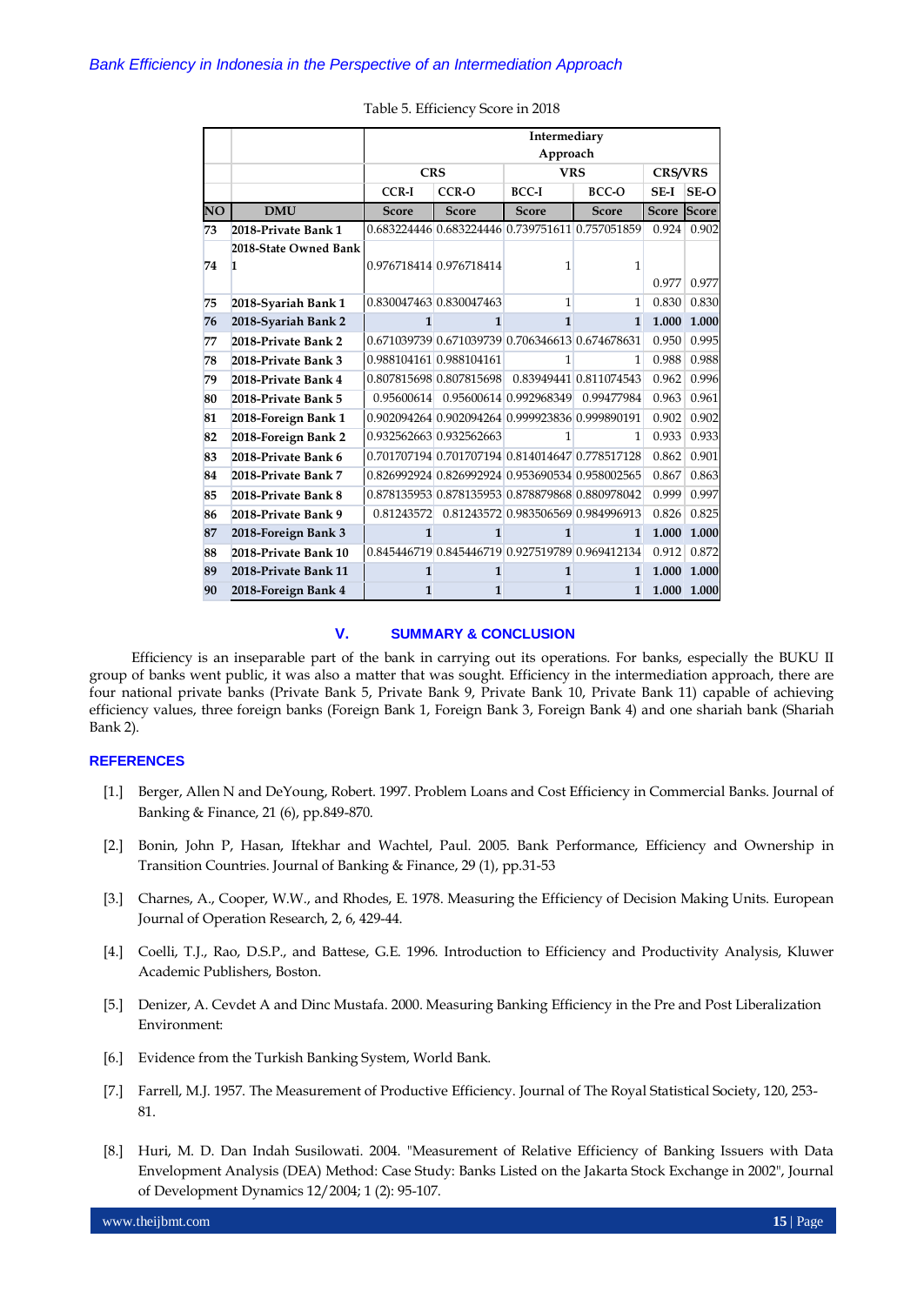Table 5. Efficiency Score in 2018

| | | Intermediary Approach | | | | | |
|---|---|---|---|---|---|---|---|
| | | CRS | | VRS | | CRS/VRS | |
| | | CCR-I | CCR-O | BCC-I | BCC-O | SE-I | SE-O |
| NO | DMU | Score | Score | Score | Score | Score | Score |
| 73 | 2018-Private Bank 1 | 0.683224446 | 0.683224446 | 0.739751611 | 0.757051859 | 0.924 | 0.902 |
| 74 | 2018-State Owned Bank 1 | 0.976718414 | 0.976718414 | 1 | 1 | 0.977 | 0.977 |
| 75 | 2018-Syariah Bank 1 | 0.830047463 | 0.830047463 | 1 | 1 | 0.830 | 0.830 |
| 76 | 2018-Syariah Bank 2 | 1 | 1 | 1 | 1 | 1.000 | 1.000 |
| 77 | 2018-Private Bank 2 | 0.671039739 | 0.671039739 | 0.706346613 | 0.674678631 | 0.950 | 0.995 |
| 78 | 2018-Private Bank 3 | 0.988104161 | 0.988104161 | 1 | 1 | 0.988 | 0.988 |
| 79 | 2018-Private Bank 4 | 0.807815698 | 0.807815698 | 0.83949441 | 0.811074543 | 0.962 | 0.996 |
| 80 | 2018-Private Bank 5 | 0.95600614 | 0.95600614 | 0.992968349 | 0.99477984 | 0.963 | 0.961 |
| 81 | 2018-Foreign Bank 1 | 0.902094264 | 0.902094264 | 0.999923836 | 0.999890191 | 0.902 | 0.902 |
| 82 | 2018-Foreign Bank 2 | 0.932562663 | 0.932562663 | 1 | 1 | 0.933 | 0.933 |
| 83 | 2018-Private Bank 6 | 0.701707194 | 0.701707194 | 0.814014647 | 0.778517128 | 0.862 | 0.901 |
| 84 | 2018-Private Bank 7 | 0.826992924 | 0.826992924 | 0.953690534 | 0.958002565 | 0.867 | 0.863 |
| 85 | 2018-Private Bank 8 | 0.878135953 | 0.878135953 | 0.878879868 | 0.880978042 | 0.999 | 0.997 |
| 86 | 2018-Private Bank 9 | 0.81243572 | 0.81243572 | 0.983506569 | 0.984996913 | 0.826 | 0.825 |
| 87 | 2018-Foreign Bank 3 | 1 | 1 | 1 | 1 | 1.000 | 1.000 |
| 88 | 2018-Private Bank 10 | 0.845446719 | 0.845446719 | 0.927519789 | 0.969412134 | 0.912 | 0.872 |
| 89 | 2018-Private Bank 11 | 1 | 1 | 1 | 1 | 1.000 | 1.000 |
| 90 | 2018-Foreign Bank 4 | 1 | 1 | 1 | 1 | 1.000 | 1.000 |

## V. SUMMARY & CONCLUSION

Efficiency is an inseparable part of the bank in carrying out its operations. For banks, especially the BUKU II group of banks went public, it was also a matter that was sought. Efficiency in the intermediation approach, there are four national private banks (Private Bank 5, Private Bank 9, Private Bank 10, Private Bank 11) capable of achieving efficiency values, three foreign banks (Foreign Bank 1, Foreign Bank 3, Foreign Bank 4) and one shariah bank (Shariah Bank 2).

## REFERENCES

[1.] Berger, Allen N and DeYoung, Robert. 1997. Problem Loans and Cost Efficiency in Commercial Banks. Journal of Banking & Finance, 21 (6), pp.849-870.

[2.] Bonin, John P, Hasan, Iftekhar and Wachtel, Paul. 2005. Bank Performance, Efficiency and Ownership in Transition Countries. Journal of Banking & Finance, 29 (1), pp.31-53

[3.] Charnes, A., Cooper, W.W., and Rhodes, E. 1978. Measuring the Efficiency of Decision Making Units. European Journal of Operation Research, 2, 6, 429-44.

[4.] Coelli, T.J., Rao, D.S.P., and Battese, G.E. 1996. Introduction to Efficiency and Productivity Analysis, Kluwer Academic Publishers, Boston.

[5.] Denizer, A. Cevdet A and Dinc Mustafa. 2000. Measuring Banking Efficiency in the Pre and Post Liberalization Environment:

[6.] Evidence from the Turkish Banking System, World Bank.

[7.] Farrell, M.J. 1957. The Measurement of Productive Efficiency. Journal of The Royal Statistical Society, 120, 253-81.

[8.] Huri, M. D. Dan Indah Susilowati. 2004. "Measurement of Relative Efficiency of Banking Issuers with Data Envelopment Analysis (DEA) Method: Case Study: Banks Listed on the Jakarta Stock Exchange in 2002", Journal of Development Dynamics 12/2004; 1 (2): 95-107.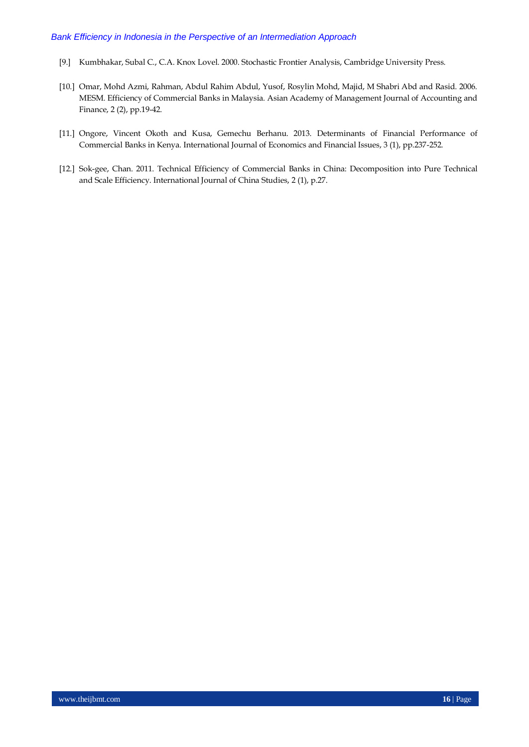[9.] Kumbhakar, Subal C., C.A. Knox Lovel. 2000. Stochastic Frontier Analysis, Cambridge University Press.

[10.] Omar, Mohd Azmi, Rahman, Abdul Rahim Abdul, Yusof, Rosylin Mohd, Majid, M Shabri Abd and Rasid. 2006. MESM. Efficiency of Commercial Banks in Malaysia. Asian Academy of Management Journal of Accounting and Finance, 2 (2), pp.19-42.

[11.] Ongore, Vincent Okoth and Kusa, Gemechu Berhanu. 2013. Determinants of Financial Performance of Commercial Banks in Kenya. International Journal of Economics and Financial Issues, 3 (1), pp.237-252.

[12.] Sok-gee, Chan. 2011. Technical Efficiency of Commercial Banks in China: Decomposition into Pure Technical and Scale Efficiency. International Journal of China Studies, 2 (1), p.27.